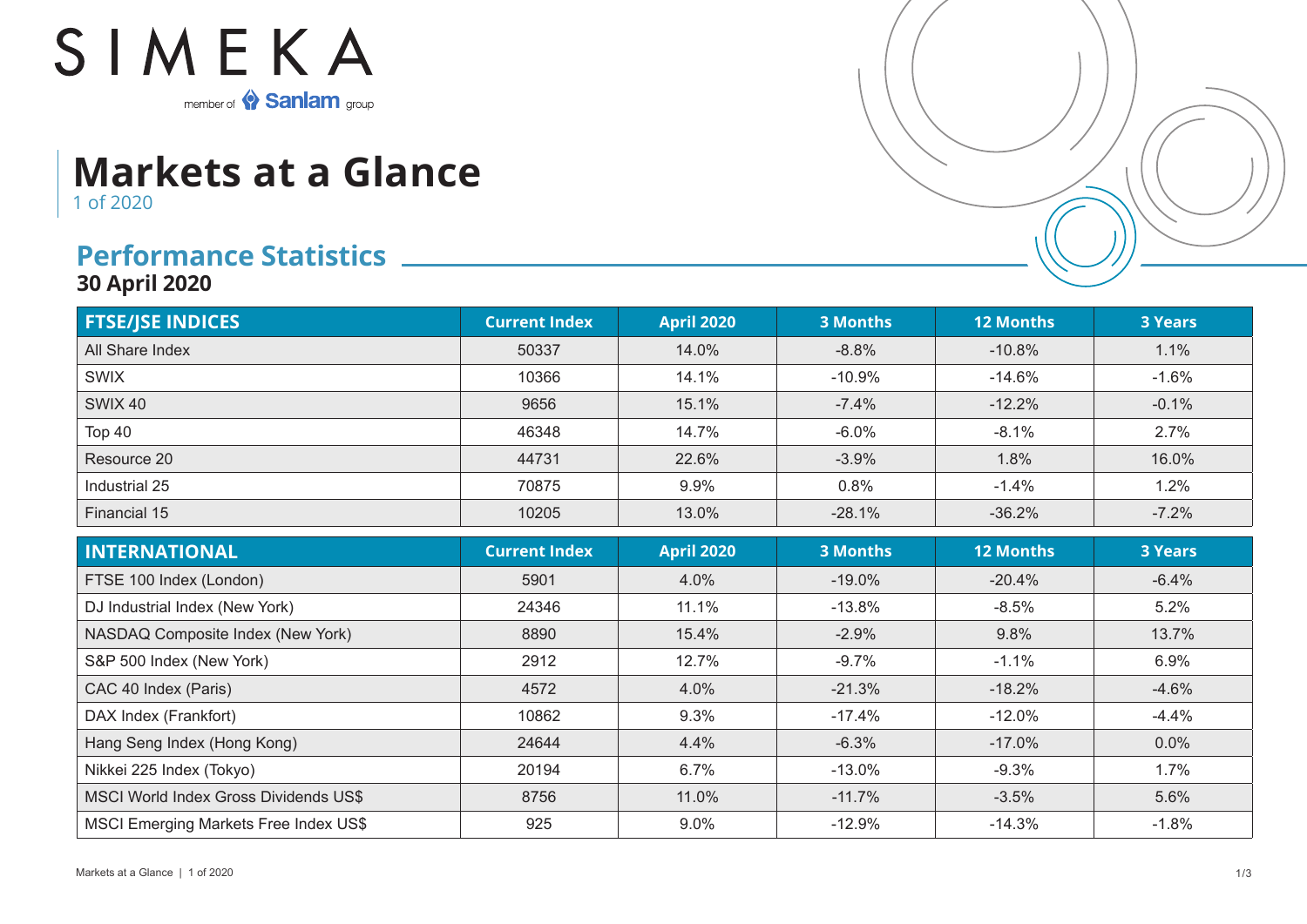SIMEKA

member of Sanlam group

# Markets at a Glance

1 of 2020

## Performance Statistics

**30 April 2020**

| FTSE/JSE INDICES | Current Index | April 2020 | 3 Months | 12 Months | 3 Years |
|---|---|---|---|---|---|
| All Share Index | 50337 | 14.0% | -8.8% | -10.8% | 1.1% |
| SWIX | 10366 | 14.1% | -10.9% | -14.6% | -1.6% |
| SWIX 40 | 9656 | 15.1% | -7.4% | -12.2% | -0.1% |
| Top 40 | 46348 | 14.7% | -6.0% | -8.1% | 2.7% |
| Resource 20 | 44731 | 22.6% | -3.9% | 1.8% | 16.0% |
| Industrial 25 | 70875 | 9.9% | 0.8% | -1.4% | 1.2% |
| Financial 15 | 10205 | 13.0% | -28.1% | -36.2% | -7.2% |

| INTERNATIONAL | Current Index | April 2020 | 3 Months | 12 Months | 3 Years |
|---|---|---|---|---|---|
| FTSE 100 Index (London) | 5901 | 4.0% | -19.0% | -20.4% | -6.4% |
| DJ Industrial Index (New York) | 24346 | 11.1% | -13.8% | -8.5% | 5.2% |
| NASDAQ Composite Index (New York) | 8890 | 15.4% | -2.9% | 9.8% | 13.7% |
| S&P 500 Index (New York) | 2912 | 12.7% | -9.7% | -1.1% | 6.9% |
| CAC 40 Index (Paris) | 4572 | 4.0% | -21.3% | -18.2% | -4.6% |
| DAX Index (Frankfort) | 10862 | 9.3% | -17.4% | -12.0% | -4.4% |
| Hang Seng Index (Hong Kong) | 24644 | 4.4% | -6.3% | -17.0% | 0.0% |
| Nikkei 225 Index (Tokyo) | 20194 | 6.7% | -13.0% | -9.3% | 1.7% |
| MSCI World Index Gross Dividends US$ | 8756 | 11.0% | -11.7% | -3.5% | 5.6% |
| MSCI Emerging Markets Free Index US$ | 925 | 9.0% | -12.9% | -14.3% | -1.8% |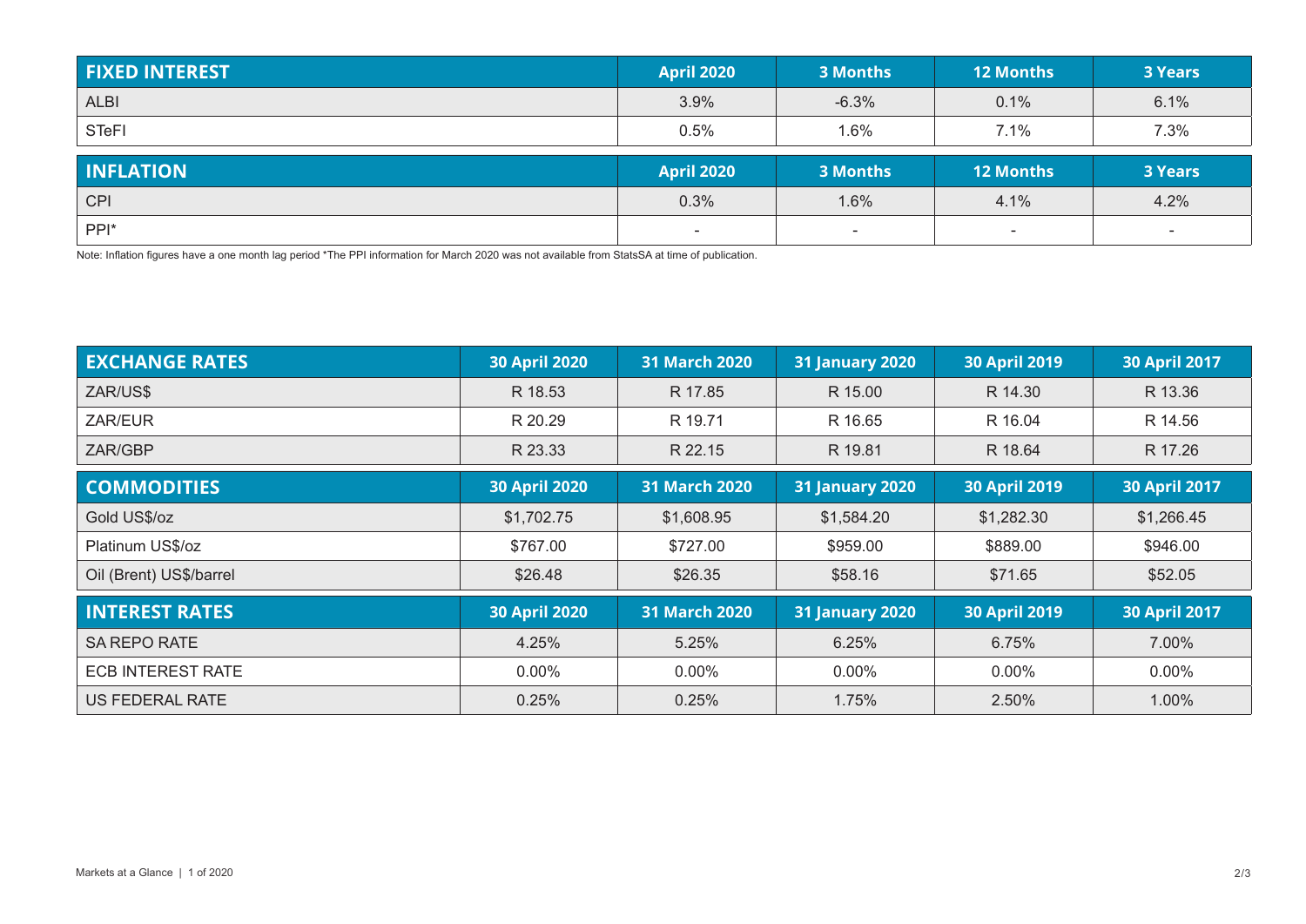| FIXED INTEREST | April 2020 | 3 Months | 12 Months | 3 Years |
|---|---|---|---|---|
| ALBI | 3.9% | -6.3% | 0.1% | 6.1% |
| STeFI | 0.5% | 1.6% | 7.1% | 7.3% |

| INFLATION | April 2020 | 3 Months | 12 Months | 3 Years |
|---|---|---|---|---|
| CPI | 0.3% | 1.6% | 4.1% | 4.2% |
| PPI* | - | - | - | - |

Note: Inflation figures have a one month lag period *The PPI information for March 2020 was not available from StatsSA at time of publication.

| EXCHANGE RATES | 30 April 2020 | 31 March 2020 | 31 January 2020 | 30 April 2019 | 30 April 2017 |
|---|---|---|---|---|---|
| ZAR/US$ | R 18.53 | R 17.85 | R 15.00 | R 14.30 | R 13.36 |
| ZAR/EUR | R 20.29 | R 19.71 | R 16.65 | R 16.04 | R 14.56 |
| ZAR/GBP | R 23.33 | R 22.15 | R 19.81 | R 18.64 | R 17.26 |

| COMMODITIES | 30 April 2020 | 31 March 2020 | 31 January 2020 | 30 April 2019 | 30 April 2017 |
|---|---|---|---|---|---|
| Gold US$/oz | $1,702.75 | $1,608.95 | $1,584.20 | $1,282.30 | $1,266.45 |
| Platinum US$/oz | $767.00 | $727.00 | $959.00 | $889.00 | $946.00 |
| Oil (Brent) US$/barrel | $26.48 | $26.35 | $58.16 | $71.65 | $52.05 |

| INTEREST RATES | 30 April 2020 | 31 March 2020 | 31 January 2020 | 30 April 2019 | 30 April 2017 |
|---|---|---|---|---|---|
| SA REPO RATE | 4.25% | 5.25% | 6.25% | 6.75% | 7.00% |
| ECB INTEREST RATE | 0.00% | 0.00% | 0.00% | 0.00% | 0.00% |
| US FEDERAL RATE | 0.25% | 0.25% | 1.75% | 2.50% | 1.00% |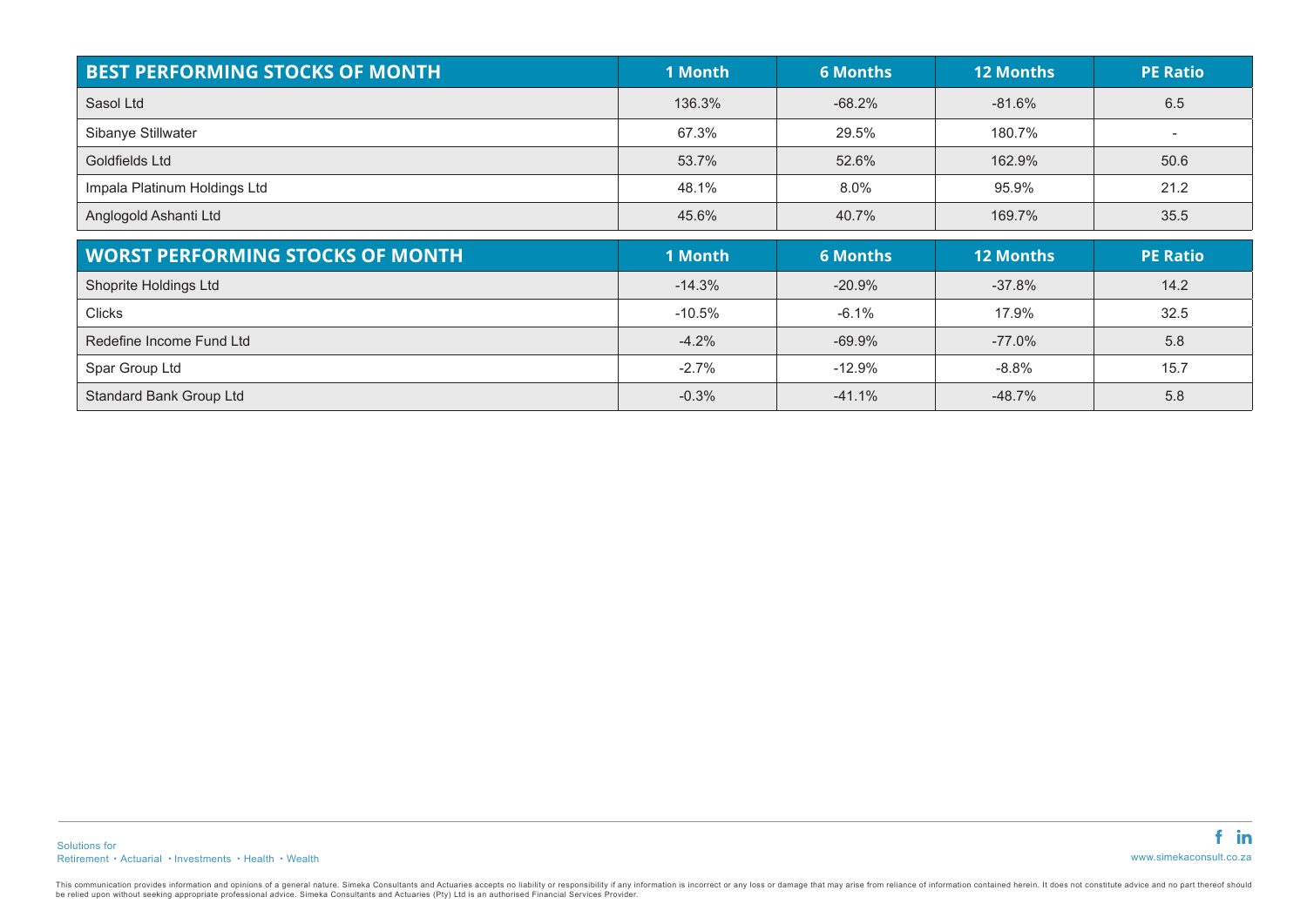| BEST PERFORMING STOCKS OF MONTH | 1 Month | 6 Months | 12 Months | PE Ratio |
|---|---|---|---|---|
| Sasol Ltd | 136.3% | -68.2% | -81.6% | 6.5 |
| Sibanye Stillwater | 67.3% | 29.5% | 180.7% | - |
| Goldfields Ltd | 53.7% | 52.6% | 162.9% | 50.6 |
| Impala Platinum Holdings Ltd | 48.1% | 8.0% | 95.9% | 21.2 |
| Anglogold Ashanti Ltd | 45.6% | 40.7% | 169.7% | 35.5 |

| WORST PERFORMING STOCKS OF MONTH | 1 Month | 6 Months | 12 Months | PE Ratio |
|---|---|---|---|---|
| Shoprite Holdings Ltd | -14.3% | -20.9% | -37.8% | 14.2 |
| Clicks | -10.5% | -6.1% | 17.9% | 32.5 |
| Redefine Income Fund Ltd | -4.2% | -69.9% | -77.0% | 5.8 |
| Spar Group Ltd | -2.7% | -12.9% | -8.8% | 15.7 |
| Standard Bank Group Ltd | -0.3% | -41.1% | -48.7% | 5.8 |

Solutions for
Retirement • Actuarial • Investments • Health • Wealth

www.simekaconsult.co.za

This communication provides information and opinions of a general nature. Simeka Consultants and Actuaries accepts no liability or responsibility if any information is incorrect or any loss or damage that may arise from reliance of information contained herein. It does not constitute advice and no part thereof should be relied upon without seeking appropriate professional advice. Simeka Consultants and Actuaries (Pty) Ltd is an authorised Financial Services Provider.